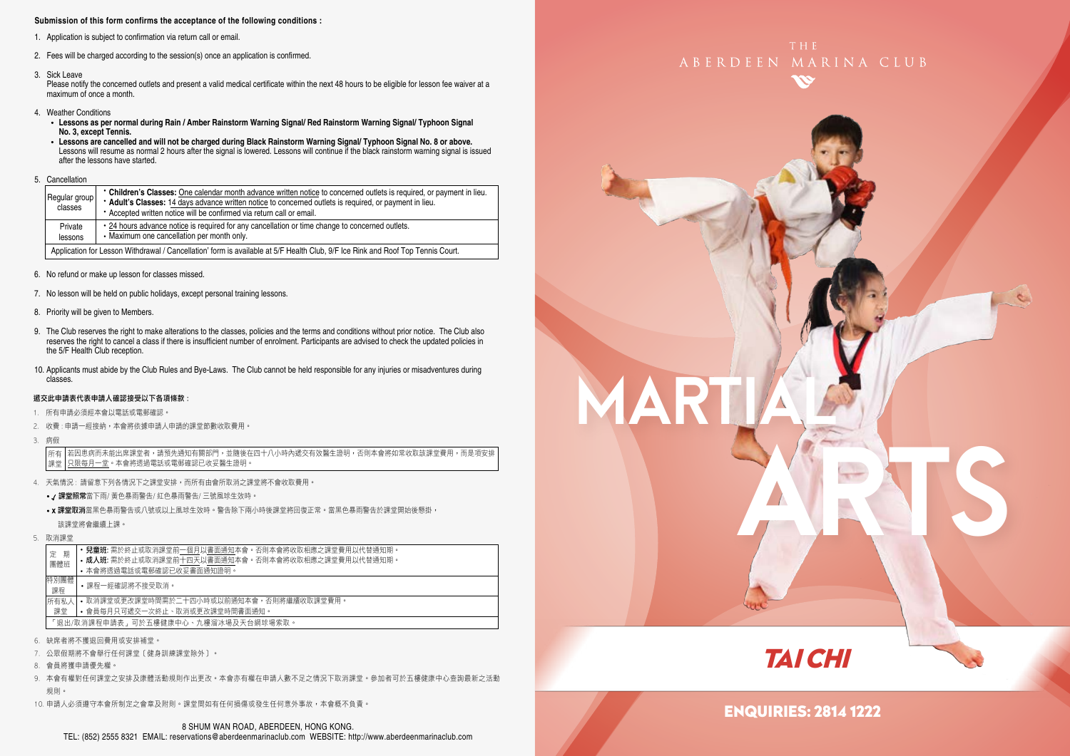**Submission of this form confirms the acceptance of the following conditions :**

1. Application is subject to confirmation via return call or email.
2. Fees will be charged according to the session(s) once an application is confirmed.
3. Sick Leave
   Please notify the concerned outlets and present a valid medical certificate within the next 48 hours to be eligible for lesson fee waiver at a maximum of once a month.
4. Weather Conditions
   - **Lessons as per normal during Rain / Amber Rainstorm Warning Signal/ Red Rainstorm Warning Signal/ Typhoon Signal No. 3, except Tennis.**
   - **Lessons are cancelled and will not be charged during Black Rainstorm Warning Signal/ Typhoon Signal No. 8 or above.** Lessons will resume as normal 2 hours after the signal is lowered. Lessons will continue if the black rainstorm warning signal is issued after the lessons have started.
5. Cancellation

| | |
|---|---|
| Regular group classes | • **Children's Classes:** One calendar month advance written notice to concerned outlets is required, or payment in lieu.<br>• **Adult's Classes:** 14 days advance written notice to concerned outlets is required, or payment in lieu.<br>• Accepted written notice will be confirmed via return call or email. |
| Private lessons | • 24 hours advance notice is required for any cancellation or time change to concerned outlets.<br>• Maximum one cancellation per month only. |
| Application for Lesson Withdrawal / Cancellation' form is available at 5/F Health Club, 9/F Ice Rink and Roof Top Tennis Court. | |

6. No refund or make up lesson for classes missed.
7. No lesson will be held on public holidays, except personal training lessons.
8. Priority will be given to Members.
9. The Club reserves the right to make alterations to the classes, policies and the terms and conditions without prior notice. The Club also reserves the right to cancel a class if there is insufficient number of enrolment. Participants are advised to check the updated policies in the 5/F Health Club reception.
10. Applicants must abide by the Club Rules and Bye-Laws. The Club cannot be held responsible for any injuries or misadventures during classes.

**遞交此申請表代表申請人確認接受以下各項條款：**

1. 所有申請必須經本會以電話或電郵確認。
2. 收費：申請一經接納，本會將依據申請人申請的課堂節數收取費用。
3. 病假

| | |
|---|---|
| 所有課堂 | 若因患病而未能出席課堂者，請預先通知有關部門，並隨後在四十八小時內遞交有效醫生證明，否則本會將如常收取該課堂費用，而是項安排只限每月一堂。本會將透過電話或電郵確認已收妥醫生證明。 |

4. 天氣情況：請留意下列各情況下之課堂安排，而所有由會所取消之課堂將不會收取費用。
   - ✓ **課堂照常**當下雨/ 黃色暴雨警告/ 紅色暴雨警告/ 三號風球生效時。
   - x **課堂取消**當黑色暴雨警告或八號或以上風球生效時。警告除下兩小時後課堂將回復正常。當黑色暴雨警告於課堂開始後懸掛，該課堂將會繼續上課。
5. 取消課堂

| | |
|---|---|
| 定期團體班 | • **兒童班**: 需於終止或取消課堂前一個月以書面通知本會。否則本會將收取相應之課堂費用以代替通知期。<br>• **成人班**: 需於終止或取消課堂前十四天以書面通知本會。否則本會將收取相應之課堂費用以代替通知期。<br>• 本會將透過電話或電郵確認已收妥書面通知證明。 |
| 特別團體課程 | • 課程一經確認將不接受取消。 |
| 所有私人課堂 | • 取消課堂或更改課堂時間需於二十四小時或以前通知本會，否則將繼續收取課堂費用。<br>• 會員每月只可遞交一次終止、取消或更改課堂時間書面通知。 |
| 「退出/取消課程申請表」可於五樓健康中心、九樓溜冰場及天台網球場索取。 | |

6. 缺席者將不獲退回費用或安排補堂。
7. 公眾假期將不會舉行任何課堂﹝健身訓練課堂除外﹞。
8. 會員將獲申請優先權。
9. 本會有權對任何課堂之安排及康體活動規則作出更改。本會亦有權在申請人數不足之情況下取消課堂。參加者可於五樓健康中心查詢最新之活動規則。
10. 申請人必須遵守本會所制定之會章及附則。課堂間如有任何損傷或發生任何意外事故，本會概不負責。

8 SHUM WAN ROAD, ABERDEEN, HONG KONG.
TEL: (852) 2555 8321 EMAIL: reservations@aberdeenmarinaclub.com WEBSITE: http://www.aberdeenmarinaclub.com

THE ABERDEEN MARINA CLUB

# MARTIAL ARTS

## TAI CHI

**ENQUIRIES: 2814 1222**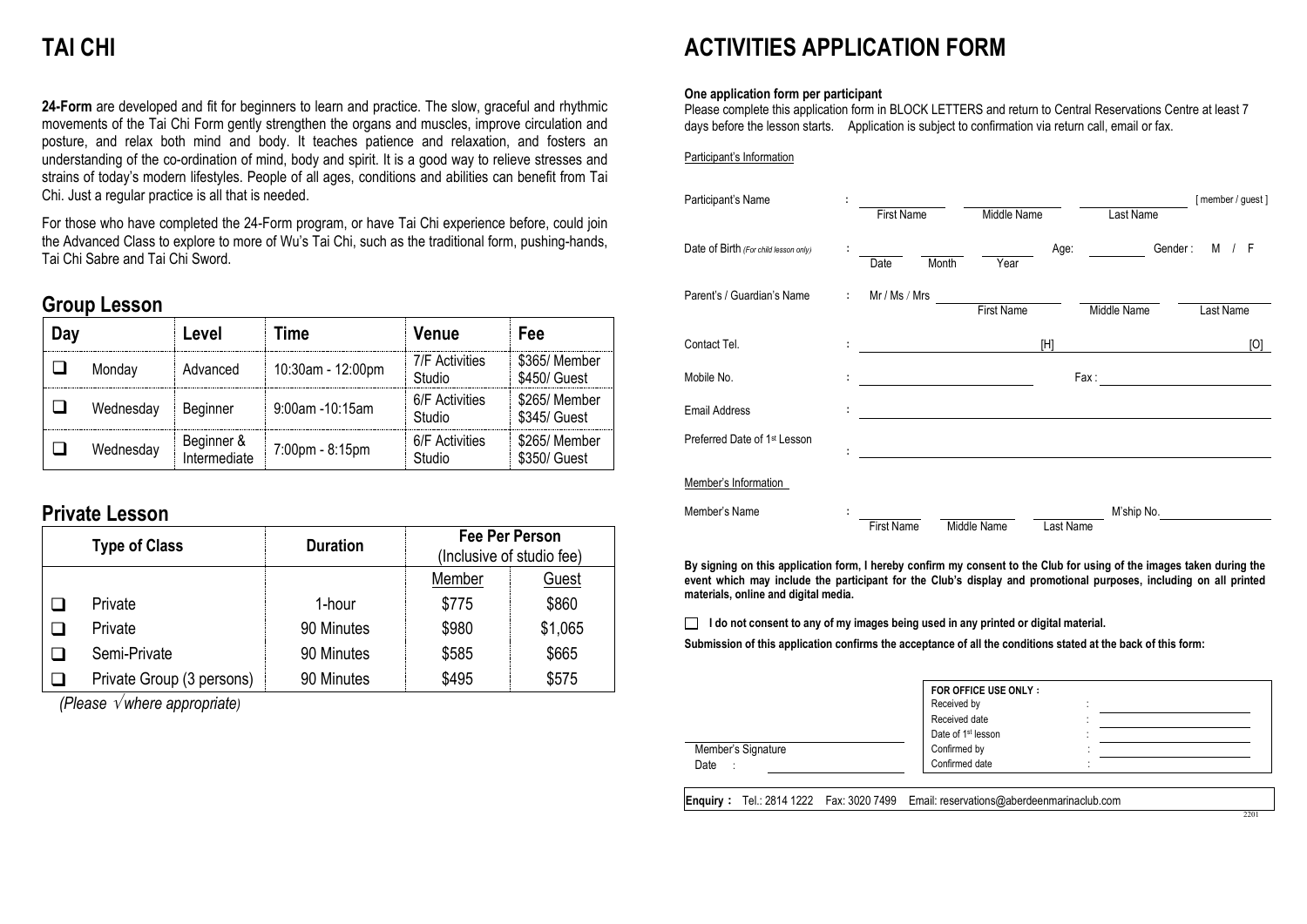# TAI CHI

**24-Form** are developed and fit for beginners to learn and practice. The slow, graceful and rhythmic movements of the Tai Chi Form gently strengthen the organs and muscles, improve circulation and posture, and relax both mind and body. It teaches patience and relaxation, and fosters an understanding of the co-ordination of mind, body and spirit. It is a good way to relieve stresses and strains of today's modern lifestyles. People of all ages, conditions and abilities can benefit from Tai Chi. Just a regular practice is all that is needed.

For those who have completed the 24-Form program, or have Tai Chi experience before, could join the Advanced Class to explore to more of Wu's Tai Chi, such as the traditional form, pushing-hands, Tai Chi Sabre and Tai Chi Sword.

## Group Lesson

| Day | | Level | Time | Venue | Fee |
|---|---|---|---|---|---|
| ❑ | Monday | Advanced | 10:30am - 12:00pm | 7/F Activities Studio | $365/ Member $450/ Guest |
| ❑ | Wednesday | Beginner | 9:00am -10:15am | 6/F Activities Studio | $265/ Member $345/ Guest |
| ❑ | Wednesday | Beginner & Intermediate | 7:00pm - 8:15pm | 6/F Activities Studio | $265/ Member $350/ Guest |

## Private Lesson

| | Type of Class | Duration | Fee Per Person (Inclusive of studio fee) | |
|---|---|---|---|---|
| | | | Member | Guest |
| ❑ | Private | 1-hour | $775 | $860 |
| ❑ | Private | 90 Minutes | $980 | $1,065 |
| ❑ | Semi-Private | 90 Minutes | $585 | $665 |
| ❑ | Private Group (3 persons) | 90 Minutes | $495 | $575 |

*(Please √ where appropriate)*

# ACTIVITIES APPLICATION FORM

**One application form per participant**

Please complete this application form in BLOCK LETTERS and return to Central Reservations Centre at least 7 days before the lesson starts. Application is subject to confirmation via return call, email or fax.

Participant's Information

Participant's Name : ________ First Name ________ Middle Name ________ Last Name [ member / guest ]

Date of Birth *(For child lesson only)* : ____ Date ____ Month ____ Year Age: ________ Gender : M / F

Parent's / Guardian's Name : Mr / Ms / Mrs ________ First Name ________ Middle Name ________ Last Name

Contact Tel. : ________ [H] ________ [O]

Mobile No. : ________ Fax : ________

Email Address : ________

Preferred Date of 1st Lesson : ________

Member's Information

Member's Name : ________ First Name ________ Middle Name ________ Last Name M'ship No. ________

**By signing on this application form, I hereby confirm my consent to the Club for using of the images taken during the event which may include the participant for the Club's display and promotional purposes, including on all printed materials, online and digital media.**

❑ **I do not consent to any of my images being used in any printed or digital material.**

**Submission of this application confirms the acceptance of all the conditions stated at the back of this form:**

Member's Signature ________

Date : ________

**FOR OFFICE USE ONLY :**

Received by : ________

Received date : ________

Date of 1st lesson : ________

Confirmed by : ________

Confirmed date : ________

**Enquiry :** Tel.: 2814 1222 Fax: 3020 7499 Email: reservations@aberdeenmarinaclub.com

2201